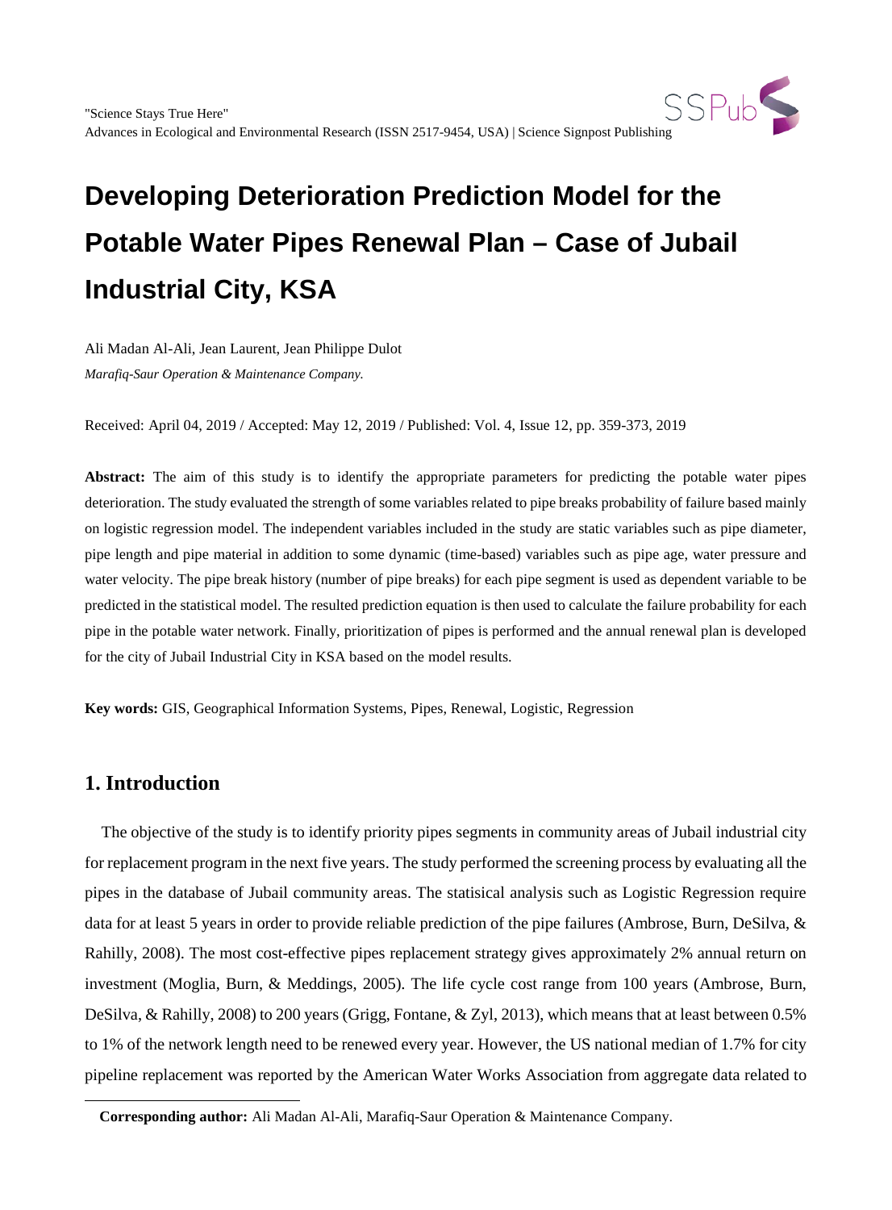"Science Stays True Here"
Advances in Ecological and Environmental Research (ISSN 2517-9454, USA) | Science Signpost Publishing

# Developing Deterioration Prediction Model for the Potable Water Pipes Renewal Plan – Case of Jubail Industrial City, KSA

Ali Madan Al-Ali, Jean Laurent, Jean Philippe Dulot

*Marafiq-Saur Operation & Maintenance Company.*

Received: April 04, 2019 / Accepted: May 12, 2019 / Published: Vol. 4, Issue 12, pp. 359-373, 2019

**Abstract:** The aim of this study is to identify the appropriate parameters for predicting the potable water pipes deterioration. The study evaluated the strength of some variables related to pipe breaks probability of failure based mainly on logistic regression model. The independent variables included in the study are static variables such as pipe diameter, pipe length and pipe material in addition to some dynamic (time-based) variables such as pipe age, water pressure and water velocity. The pipe break history (number of pipe breaks) for each pipe segment is used as dependent variable to be predicted in the statistical model. The resulted prediction equation is then used to calculate the failure probability for each pipe in the potable water network. Finally, prioritization of pipes is performed and the annual renewal plan is developed for the city of Jubail Industrial City in KSA based on the model results.

**Key words:** GIS, Geographical Information Systems, Pipes, Renewal, Logistic, Regression

## 1. Introduction

The objective of the study is to identify priority pipes segments in community areas of Jubail industrial city for replacement program in the next five years. The study performed the screening process by evaluating all the pipes in the database of Jubail community areas. The statisical analysis such as Logistic Regression require data for at least 5 years in order to provide reliable prediction of the pipe failures (Ambrose, Burn, DeSilva, & Rahilly, 2008). The most cost-effective pipes replacement strategy gives approximately 2% annual return on investment (Moglia, Burn, & Meddings, 2005). The life cycle cost range from 100 years (Ambrose, Burn, DeSilva, & Rahilly, 2008) to 200 years (Grigg, Fontane, & Zyl, 2013), which means that at least between 0.5% to 1% of the network length need to be renewed every year. However, the US national median of 1.7% for city pipeline replacement was reported by the American Water Works Association from aggregate data related to

**Corresponding author:** Ali Madan Al-Ali, Marafiq-Saur Operation & Maintenance Company.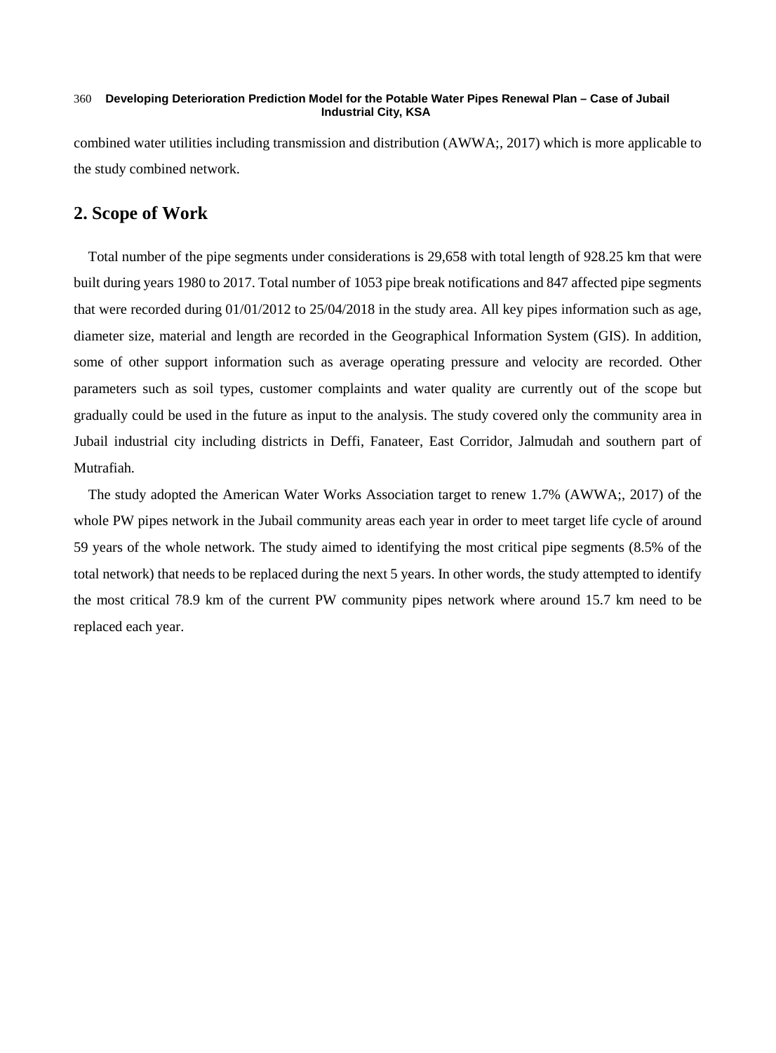combined water utilities including transmission and distribution (AWWA;, 2017) which is more applicable to the study combined network.

## 2. Scope of Work

Total number of the pipe segments under considerations is 29,658 with total length of 928.25 km that were built during years 1980 to 2017. Total number of 1053 pipe break notifications and 847 affected pipe segments that were recorded during 01/01/2012 to 25/04/2018 in the study area. All key pipes information such as age, diameter size, material and length are recorded in the Geographical Information System (GIS). In addition, some of other support information such as average operating pressure and velocity are recorded. Other parameters such as soil types, customer complaints and water quality are currently out of the scope but gradually could be used in the future as input to the analysis. The study covered only the community area in Jubail industrial city including districts in Deffi, Fanateer, East Corridor, Jalmudah and southern part of Mutrafiah.

The study adopted the American Water Works Association target to renew 1.7% (AWWA;, 2017) of the whole PW pipes network in the Jubail community areas each year in order to meet target life cycle of around 59 years of the whole network. The study aimed to identifying the most critical pipe segments (8.5% of the total network) that needs to be replaced during the next 5 years. In other words, the study attempted to identify the most critical 78.9 km of the current PW community pipes network where around 15.7 km need to be replaced each year.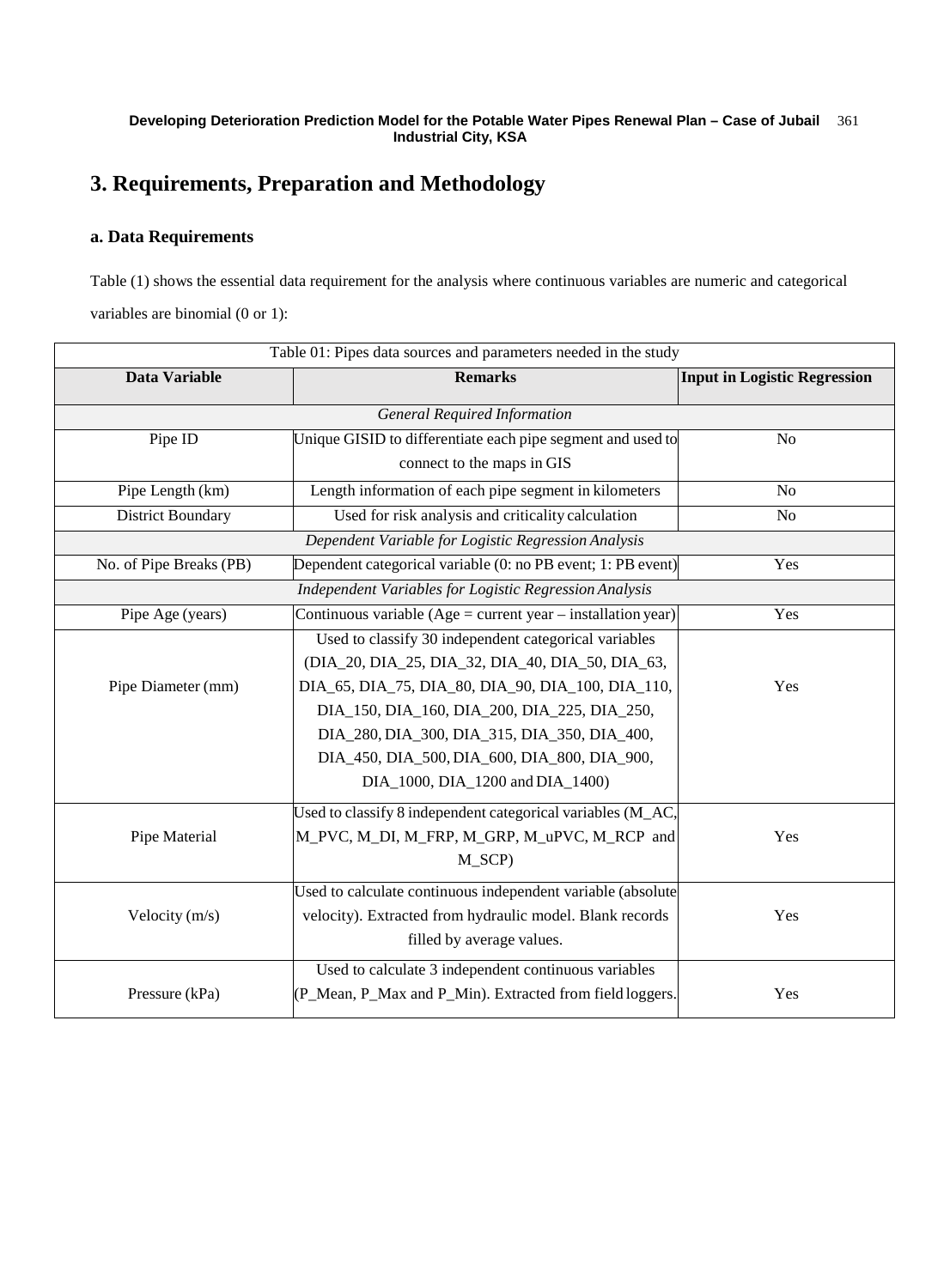# 3. Requirements, Preparation and Methodology

## a. Data Requirements

Table (1) shows the essential data requirement for the analysis where continuous variables are numeric and categorical variables are binomial (0 or 1):

Table 01: Pipes data sources and parameters needed in the study

| Data Variable | Remarks | Input in Logistic Regression |
|---|---|---|
| *General Required Information* | | |
| Pipe ID | Unique GISID to differentiate each pipe segment and used to connect to the maps in GIS | No |
| Pipe Length (km) | Length information of each pipe segment in kilometers | No |
| District Boundary | Used for risk analysis and criticality calculation | No |
| *Dependent Variable for Logistic Regression Analysis* | | |
| No. of Pipe Breaks (PB) | Dependent categorical variable (0: no PB event; 1: PB event) | Yes |
| *Independent Variables for Logistic Regression Analysis* | | |
| Pipe Age (years) | Continuous variable (Age = current year – installation year) | Yes |
| Pipe Diameter (mm) | Used to classify 30 independent categorical variables (DIA_20, DIA_25, DIA_32, DIA_40, DIA_50, DIA_63, DIA_65, DIA_75, DIA_80, DIA_90, DIA_100, DIA_110, DIA_150, DIA_160, DIA_200, DIA_225, DIA_250, DIA_280, DIA_300, DIA_315, DIA_350, DIA_400, DIA_450, DIA_500, DIA_600, DIA_800, DIA_900, DIA_1000, DIA_1200 and DIA_1400) | Yes |
| Pipe Material | Used to classify 8 independent categorical variables (M_AC, M_PVC, M_DI, M_FRP, M_GRP, M_uPVC, M_RCP and M_SCP) | Yes |
| Velocity (m/s) | Used to calculate continuous independent variable (absolute velocity). Extracted from hydraulic model. Blank records filled by average values. | Yes |
| Pressure (kPa) | Used to calculate 3 independent continuous variables (P_Mean, P_Max and P_Min). Extracted from field loggers. | Yes |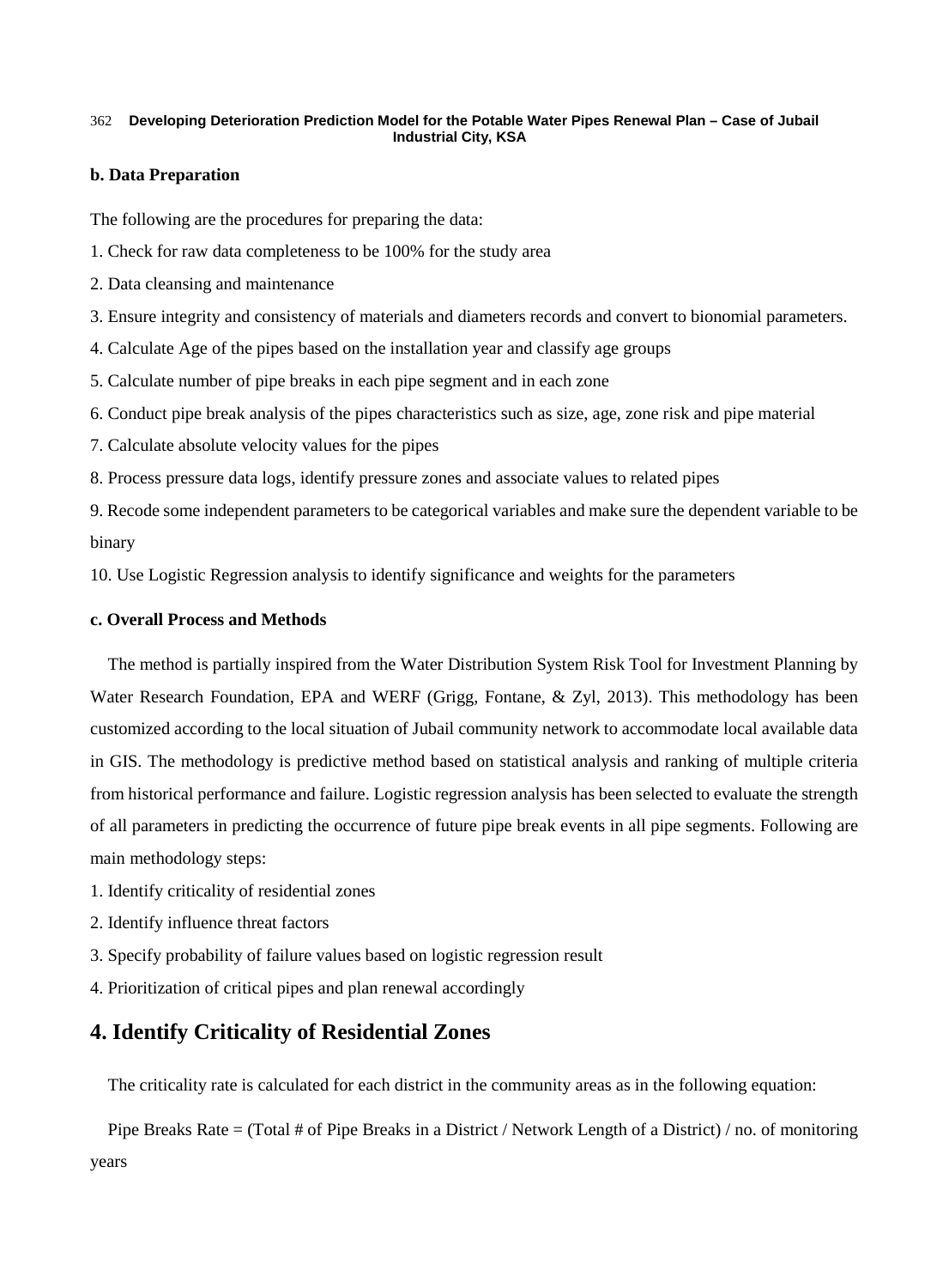**b. Data Preparation**

The following are the procedures for preparing the data:

1. Check for raw data completeness to be 100% for the study area
2. Data cleansing and maintenance
3. Ensure integrity and consistency of materials and diameters records and convert to bionomial parameters.
4. Calculate Age of the pipes based on the installation year and classify age groups
5. Calculate number of pipe breaks in each pipe segment and in each zone
6. Conduct pipe break analysis of the pipes characteristics such as size, age, zone risk and pipe material
7. Calculate absolute velocity values for the pipes
8. Process pressure data logs, identify pressure zones and associate values to related pipes
9. Recode some independent parameters to be categorical variables and make sure the dependent variable to be binary
10. Use Logistic Regression analysis to identify significance and weights for the parameters

**c. Overall Process and Methods**

The method is partially inspired from the Water Distribution System Risk Tool for Investment Planning by Water Research Foundation, EPA and WERF (Grigg, Fontane, & Zyl, 2013). This methodology has been customized according to the local situation of Jubail community network to accommodate local available data in GIS. The methodology is predictive method based on statistical analysis and ranking of multiple criteria from historical performance and failure. Logistic regression analysis has been selected to evaluate the strength of all parameters in predicting the occurrence of future pipe break events in all pipe segments. Following are main methodology steps:

1. Identify criticality of residential zones
2. Identify influence threat factors
3. Specify probability of failure values based on logistic regression result
4. Prioritization of critical pipes and plan renewal accordingly

## 4. Identify Criticality of Residential Zones

The criticality rate is calculated for each district in the community areas as in the following equation:

Pipe Breaks Rate = (Total # of Pipe Breaks in a District / Network Length of a District) / no. of monitoring years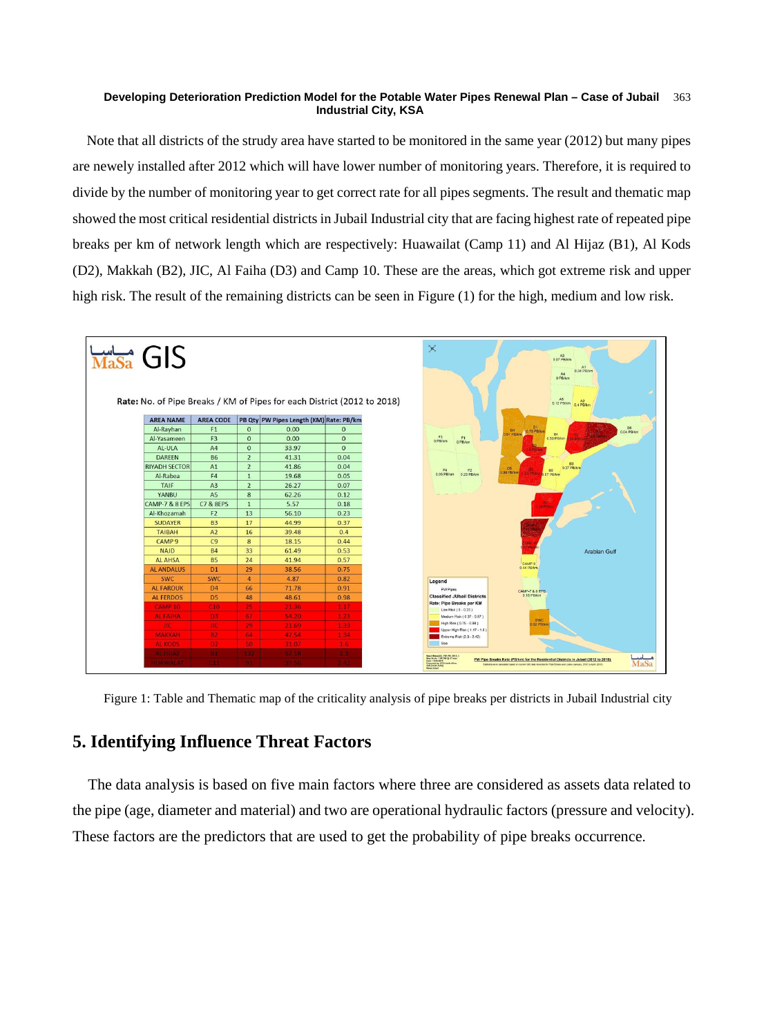Note that all districts of the strudy area have started to be monitored in the same year (2012) but many pipes are newely installed after 2012 which will have lower number of monitoring years. Therefore, it is required to divide by the number of monitoring year to get correct rate for all pipes segments. The result and thematic map showed the most critical residential districts in Jubail Industrial city that are facing highest rate of repeated pipe breaks per km of network length which are respectively: Huawailat (Camp 11) and Al Hijaz (B1), Al Kods (D2), Makkah (B2), JIC, Al Faiha (D3) and Camp 10. These are the areas, which got extreme risk and upper high risk. The result of the remaining districts can be seen in Figure (1) for the high, medium and low risk.

MaSa GIS

Rate: No. of Pipe Breaks / KM of Pipes for each District (2012 to 2018)

| AREA NAME | AREA CODE | PB Qty | PW Pipes Length (KM) | Rate: PB/km |
|---|---|---|---|---|
| Al-Rayhan | F1 | 0 | 0.00 | 0 |
| Al-Yasameen | F3 | 0 | 0.00 | 0 |
| AL-ULA | A4 | 0 | 33.97 | 0 |
| DAREEN | B6 | 2 | 41.31 | 0.04 |
| RIYADH SECTOR | A1 | 2 | 41.86 | 0.04 |
| Al-Rabea | F4 | 1 | 19.68 | 0.05 |
| TAIF | A3 | 2 | 26.27 | 0.07 |
| YANBU | A5 | 8 | 62.26 | 0.12 |
| CAMP-7 & 8 EPS | C7 & 8EPS | 1 | 5.57 | 0.18 |
| Al-Khozamah | F2 | 13 | 56.10 | 0.23 |
| SUDAYER | B3 | 17 | 44.99 | 0.37 |
| TAIBAH | A2 | 16 | 39.48 | 0.4 |
| CAMP 9 | C9 | 8 | 18.15 | 0.44 |
| NAJD | B4 | 33 | 61.49 | 0.53 |
| AL AHSA | B5 | 24 | 41.94 | 0.57 |
| AL ANDALUS | D1 | 29 | 38.56 | 0.75 |
| SWC | SWC | 4 | 4.87 | 0.82 |
| AL FAROUK | D4 | 66 | 71.78 | 0.91 |
| AL FERDOS | D5 | 48 | 48.61 | 0.98 |
| CAMP 10 | C10 | 25 | 21.36 | 1.17 |
| AL FAIHA | D3 | 67 | 54.20 | 1.23 |
| JIC | JIC | 29 | 21.69 | 1.33 |
| MAKKAH | B2 | 64 | 47.54 | 1.34 |
| AL KODS | D2 | 50 | 31.07 | 1.6 |
| AL HIJAZ | B1 | 132 | 57.18 | 2.3 |
| HUAWAILAT | C11 | 91 | 37.56 | 2.42 |

Figure 1: Table and Thematic map of the criticality analysis of pipe breaks per districts in Jubail Industrial city

## 5. Identifying Influence Threat Factors

The data analysis is based on five main factors where three are considered as assets data related to the pipe (age, diameter and material) and two are operational hydraulic factors (pressure and velocity). These factors are the predictors that are used to get the probability of pipe breaks occurrence.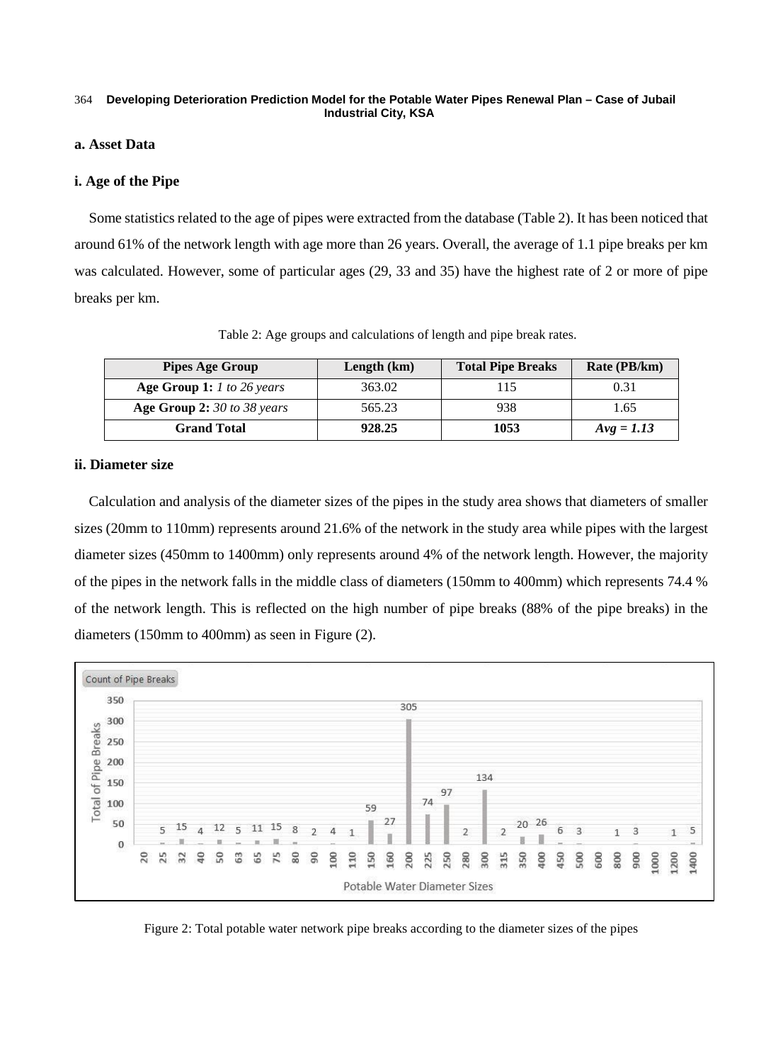### a. Asset Data

### i. Age of the Pipe

Some statistics related to the age of pipes were extracted from the database (Table 2). It has been noticed that around 61% of the network length with age more than 26 years. Overall, the average of 1.1 pipe breaks per km was calculated. However, some of particular ages (29, 33 and 35) have the highest rate of 2 or more of pipe breaks per km.

Table 2: Age groups and calculations of length and pipe break rates.

| Pipes Age Group | Length (km) | Total Pipe Breaks | Rate (PB/km) |
|---|---|---|---|
| **Age Group 1:** *1 to 26 years* | 363.02 | 115 | 0.31 |
| **Age Group 2:** *30 to 38 years* | 565.23 | 938 | 1.65 |
| **Grand Total** | **928.25** | **1053** | ***Avg = 1.13*** |

### ii. Diameter size

Calculation and analysis of the diameter sizes of the pipes in the study area shows that diameters of smaller sizes (20mm to 110mm) represents around 21.6% of the network in the study area while pipes with the largest diameter sizes (450mm to 1400mm) only represents around 4% of the network length. However, the majority of the pipes in the network falls in the middle class of diameters (150mm to 400mm) which represents 74.4 % of the network length. This is reflected on the high number of pipe breaks (88% of the pipe breaks) in the diameters (150mm to 400mm) as seen in Figure (2).

Figure 2: Total potable water network pipe breaks according to the diameter sizes of the pipes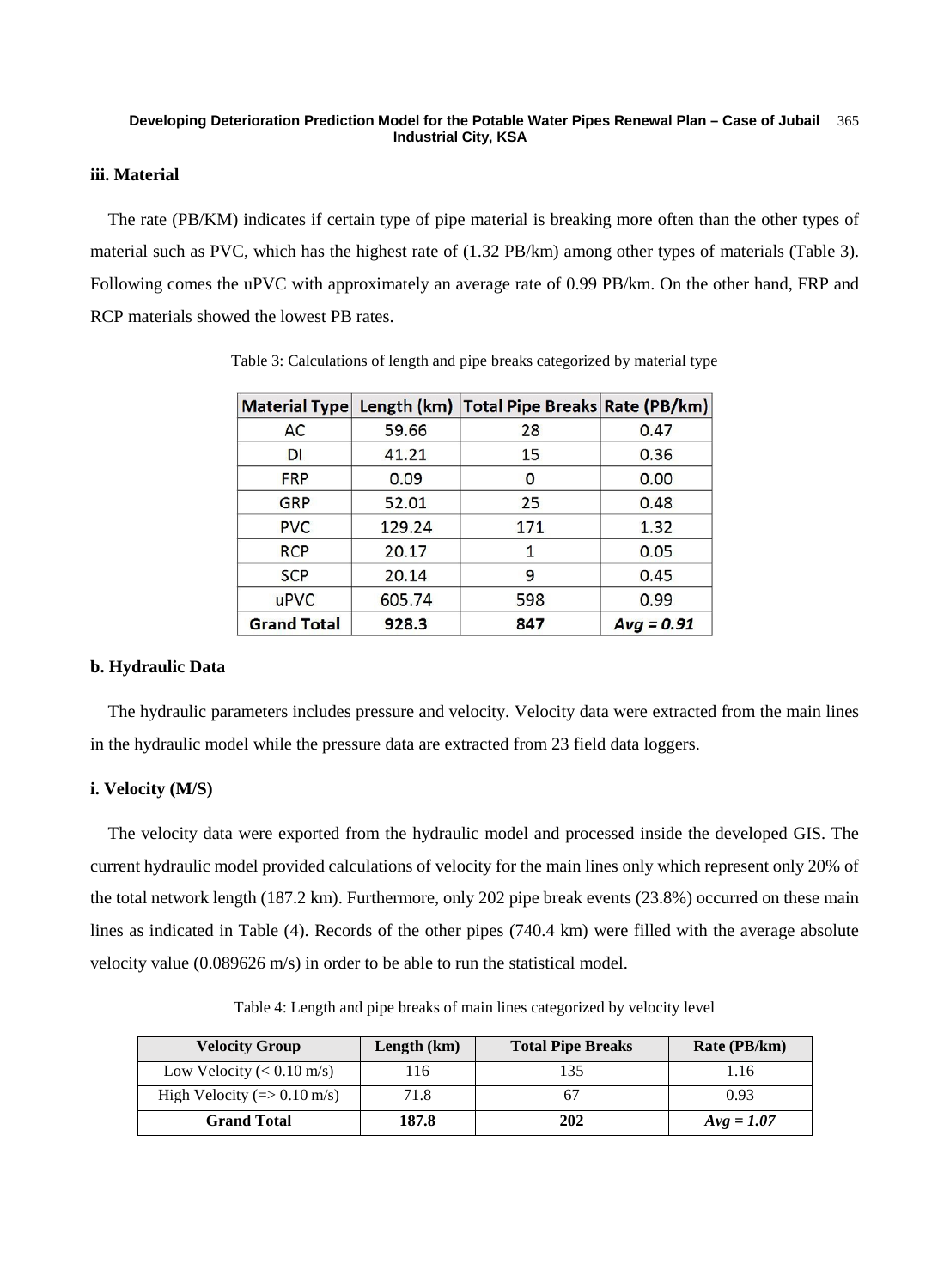### iii. Material

The rate (PB/KM) indicates if certain type of pipe material is breaking more often than the other types of material such as PVC, which has the highest rate of (1.32 PB/km) among other types of materials (Table 3). Following comes the uPVC with approximately an average rate of 0.99 PB/km. On the other hand, FRP and RCP materials showed the lowest PB rates.

Table 3: Calculations of length and pipe breaks categorized by material type

| Material Type | Length (km) | Total Pipe Breaks | Rate (PB/km) |
|---|---|---|---|
| AC | 59.66 | 28 | 0.47 |
| DI | 41.21 | 15 | 0.36 |
| FRP | 0.09 | 0 | 0.00 |
| GRP | 52.01 | 25 | 0.48 |
| PVC | 129.24 | 171 | 1.32 |
| RCP | 20.17 | 1 | 0.05 |
| SCP | 20.14 | 9 | 0.45 |
| uPVC | 605.74 | 598 | 0.99 |
| **Grand Total** | **928.3** | **847** | ***Avg = 0.91*** |

## b. Hydraulic Data

The hydraulic parameters includes pressure and velocity. Velocity data were extracted from the main lines in the hydraulic model while the pressure data are extracted from 23 field data loggers.

### i. Velocity (M/S)

The velocity data were exported from the hydraulic model and processed inside the developed GIS. The current hydraulic model provided calculations of velocity for the main lines only which represent only 20% of the total network length (187.2 km). Furthermore, only 202 pipe break events (23.8%) occurred on these main lines as indicated in Table (4). Records of the other pipes (740.4 km) were filled with the average absolute velocity value (0.089626 m/s) in order to be able to run the statistical model.

Table 4: Length and pipe breaks of main lines categorized by velocity level

| Velocity Group | Length (km) | Total Pipe Breaks | Rate (PB/km) |
|---|---|---|---|
| Low Velocity (< 0.10 m/s) | 116 | 135 | 1.16 |
| High Velocity (=> 0.10 m/s) | 71.8 | 67 | 0.93 |
| **Grand Total** | **187.8** | **202** | ***Avg = 1.07*** |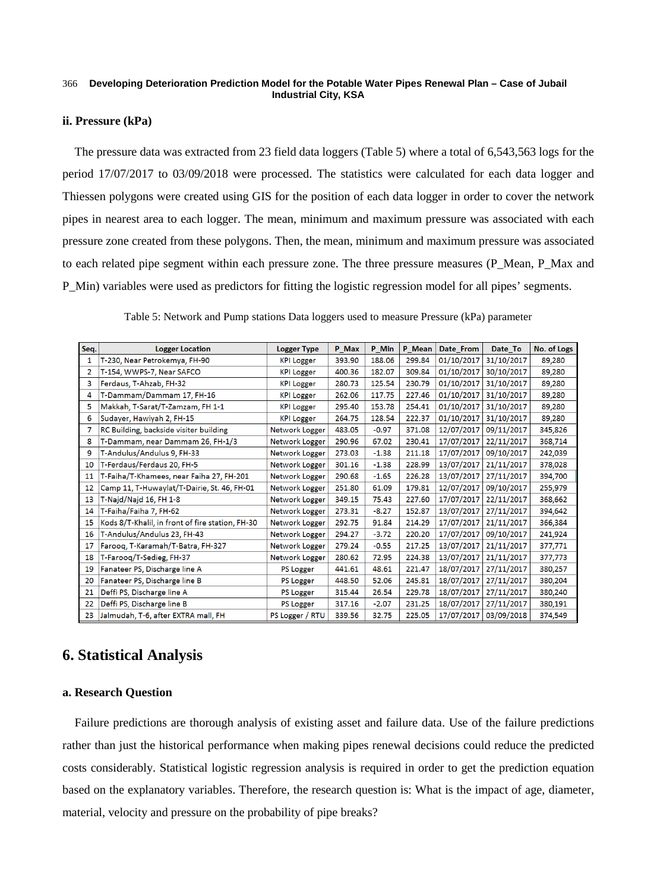### ii. Pressure (kPa)

The pressure data was extracted from 23 field data loggers (Table 5) where a total of 6,543,563 logs for the period 17/07/2017 to 03/09/2018 were processed. The statistics were calculated for each data logger and Thiessen polygons were created using GIS for the position of each data logger in order to cover the network pipes in nearest area to each logger. The mean, minimum and maximum pressure was associated with each pressure zone created from these polygons. Then, the mean, minimum and maximum pressure was associated to each related pipe segment within each pressure zone. The three pressure measures (P_Mean, P_Max and P_Min) variables were used as predictors for fitting the logistic regression model for all pipes' segments.

Table 5: Network and Pump stations Data loggers used to measure Pressure (kPa) parameter

| Seq. | Logger Location | Logger Type | P_Max | P_Min | P_Mean | Date_From | Date_To | No. of Logs |
|---|---|---|---|---|---|---|---|---|
| 1 | T-230, Near Petrokemya, FH-90 | KPI Logger | 393.90 | 188.06 | 299.84 | 01/10/2017 | 31/10/2017 | 89,280 |
| 2 | T-154, WWPS-7, Near SAFCO | KPI Logger | 400.36 | 182.07 | 309.84 | 01/10/2017 | 30/10/2017 | 89,280 |
| 3 | Ferdaus, T-Ahzab, FH-32 | KPI Logger | 280.73 | 125.54 | 230.79 | 01/10/2017 | 31/10/2017 | 89,280 |
| 4 | T-Dammam/Dammam 17, FH-16 | KPI Logger | 262.06 | 117.75 | 227.46 | 01/10/2017 | 31/10/2017 | 89,280 |
| 5 | Makkah, T-Sarat/T-Zamzam, FH 1-1 | KPI Logger | 295.40 | 153.78 | 254.41 | 01/10/2017 | 31/10/2017 | 89,280 |
| 6 | Sudayer, Hawiyah 2, FH-15 | KPI Logger | 264.75 | 128.54 | 222.37 | 01/10/2017 | 31/10/2017 | 89,280 |
| 7 | RC Building, backside visiter building | Network Logger | 483.05 | -0.97 | 371.08 | 12/07/2017 | 09/11/2017 | 345,826 |
| 8 | T-Dammam, near Dammam 26, FH-1/3 | Network Logger | 290.96 | 67.02 | 230.41 | 17/07/2017 | 22/11/2017 | 368,714 |
| 9 | T-Andulus/Andulus 9, FH-33 | Network Logger | 273.03 | -1.38 | 211.18 | 17/07/2017 | 09/10/2017 | 242,039 |
| 10 | T-Ferdaus/Ferdaus 20, FH-5 | Network Logger | 301.16 | -1.38 | 228.99 | 13/07/2017 | 21/11/2017 | 378,028 |
| 11 | T-Faiha/T-Khamees, near Faiha 27, FH-201 | Network Logger | 290.68 | -1.65 | 226.28 | 13/07/2017 | 27/11/2017 | 394,700 |
| 12 | Camp 11, T-Huwaylat/T-Dairie, St. 46, FH-01 | Network Logger | 251.80 | 61.09 | 179.81 | 12/07/2017 | 09/10/2017 | 255,979 |
| 13 | T-Najd/Najd 16, FH 1-8 | Network Logger | 349.15 | 75.43 | 227.60 | 17/07/2017 | 22/11/2017 | 368,662 |
| 14 | T-Faiha/Faiha 7, FH-62 | Network Logger | 273.31 | -8.27 | 152.87 | 13/07/2017 | 27/11/2017 | 394,642 |
| 15 | Kods 8/T-Khalil, in front of fire station, FH-30 | Network Logger | 292.75 | 91.84 | 214.29 | 17/07/2017 | 21/11/2017 | 366,384 |
| 16 | T-Andulus/Andulus 23, FH-43 | Network Logger | 294.27 | -3.72 | 220.20 | 17/07/2017 | 09/10/2017 | 241,924 |
| 17 | Farooq, T-Karamah/T-Batra, FH-327 | Network Logger | 279.24 | -0.55 | 217.25 | 13/07/2017 | 21/11/2017 | 377,771 |
| 18 | T-Farooq/T-Sedieg, FH-37 | Network Logger | 280.62 | 72.95 | 224.38 | 13/07/2017 | 21/11/2017 | 377,773 |
| 19 | Fanateer PS, Discharge line A | PS Logger | 441.61 | 48.61 | 221.47 | 18/07/2017 | 27/11/2017 | 380,257 |
| 20 | Fanateer PS, Discharge line B | PS Logger | 448.50 | 52.06 | 245.81 | 18/07/2017 | 27/11/2017 | 380,204 |
| 21 | Deffi PS, Discharge line A | PS Logger | 315.44 | 26.54 | 229.78 | 18/07/2017 | 27/11/2017 | 380,240 |
| 22 | Deffi PS, Discharge line B | PS Logger | 317.16 | -2.07 | 231.25 | 18/07/2017 | 27/11/2017 | 380,191 |
| 23 | Jalmudah, T-6, after EXTRA mall, FH | PS Logger / RTU | 339.56 | 32.75 | 225.05 | 17/07/2017 | 03/09/2018 | 374,549 |

## 6. Statistical Analysis

### a. Research Question

Failure predictions are thorough analysis of existing asset and failure data. Use of the failure predictions rather than just the historical performance when making pipes renewal decisions could reduce the predicted costs considerably. Statistical logistic regression analysis is required in order to get the prediction equation based on the explanatory variables. Therefore, the research question is: What is the impact of age, diameter, material, velocity and pressure on the probability of pipe breaks?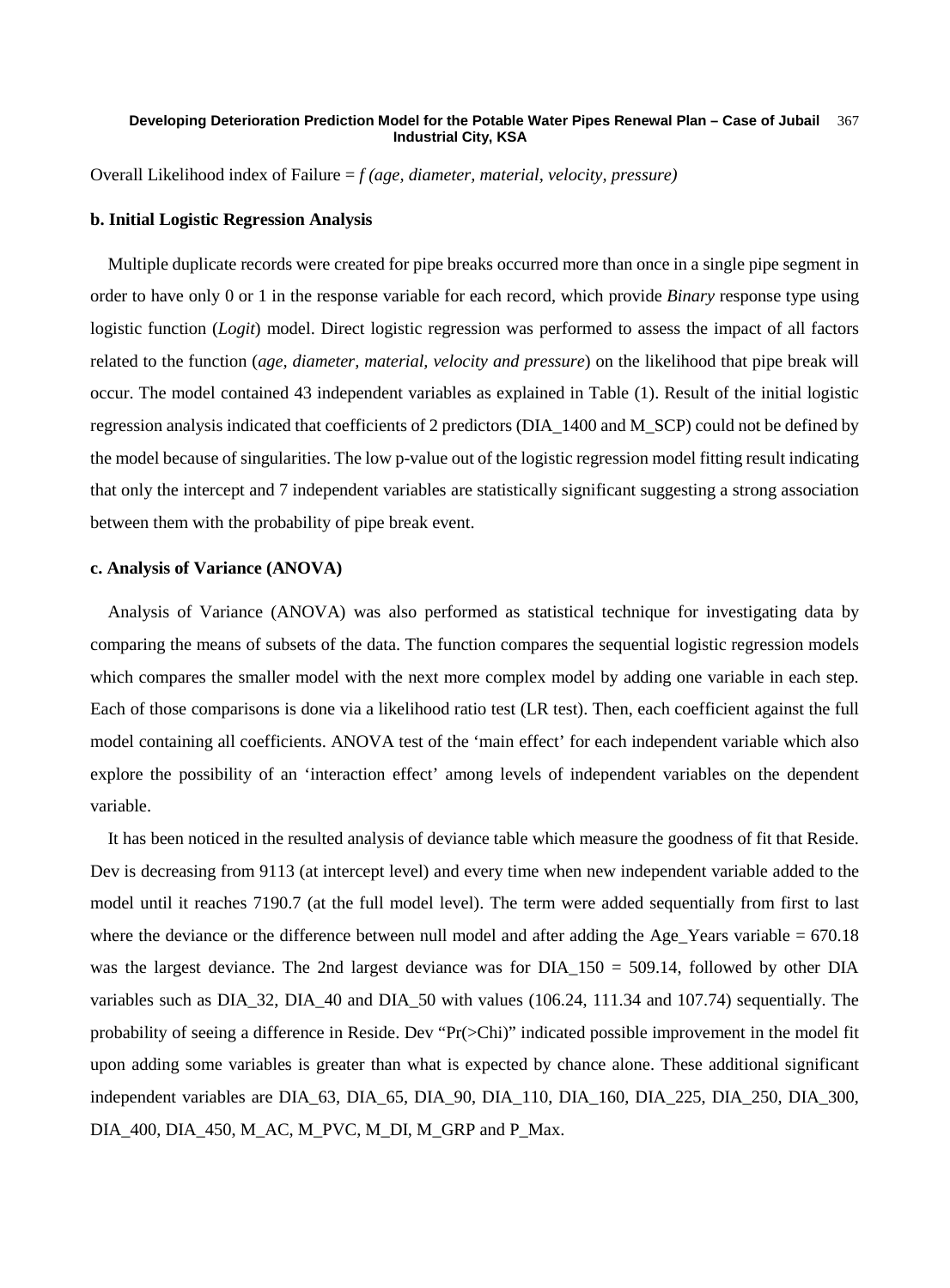Overall Likelihood index of Failure = *f (age, diameter, material, velocity, pressure)*

**b. Initial Logistic Regression Analysis**

Multiple duplicate records were created for pipe breaks occurred more than once in a single pipe segment in order to have only 0 or 1 in the response variable for each record, which provide *Binary* response type using logistic function (*Logit*) model. Direct logistic regression was performed to assess the impact of all factors related to the function (*age, diameter, material, velocity and pressure*) on the likelihood that pipe break will occur. The model contained 43 independent variables as explained in Table (1). Result of the initial logistic regression analysis indicated that coefficients of 2 predictors (DIA_1400 and M_SCP) could not be defined by the model because of singularities. The low p-value out of the logistic regression model fitting result indicating that only the intercept and 7 independent variables are statistically significant suggesting a strong association between them with the probability of pipe break event.

**c. Analysis of Variance (ANOVA)**

Analysis of Variance (ANOVA) was also performed as statistical technique for investigating data by comparing the means of subsets of the data. The function compares the sequential logistic regression models which compares the smaller model with the next more complex model by adding one variable in each step. Each of those comparisons is done via a likelihood ratio test (LR test). Then, each coefficient against the full model containing all coefficients. ANOVA test of the 'main effect' for each independent variable which also explore the possibility of an 'interaction effect' among levels of independent variables on the dependent variable.

It has been noticed in the resulted analysis of deviance table which measure the goodness of fit that Reside. Dev is decreasing from 9113 (at intercept level) and every time when new independent variable added to the model until it reaches 7190.7 (at the full model level). The term were added sequentially from first to last where the deviance or the difference between null model and after adding the Age_Years variable = 670.18 was the largest deviance. The 2nd largest deviance was for DIA_150 = 509.14, followed by other DIA variables such as DIA_32, DIA_40 and DIA_50 with values (106.24, 111.34 and 107.74) sequentially. The probability of seeing a difference in Reside. Dev "Pr(>Chi)" indicated possible improvement in the model fit upon adding some variables is greater than what is expected by chance alone. These additional significant independent variables are DIA_63, DIA_65, DIA_90, DIA_110, DIA_160, DIA_225, DIA_250, DIA_300, DIA_400, DIA_450, M_AC, M_PVC, M_DI, M_GRP and P_Max.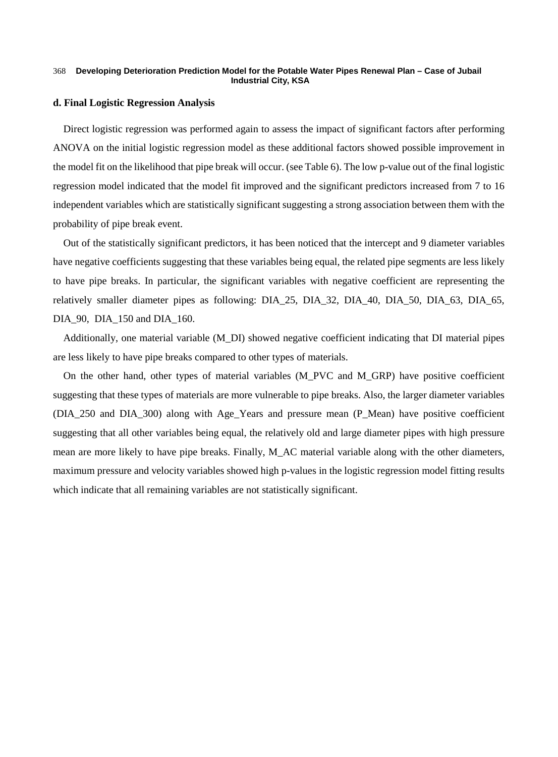### d. Final Logistic Regression Analysis

Direct logistic regression was performed again to assess the impact of significant factors after performing ANOVA on the initial logistic regression model as these additional factors showed possible improvement in the model fit on the likelihood that pipe break will occur. (see Table 6). The low p-value out of the final logistic regression model indicated that the model fit improved and the significant predictors increased from 7 to 16 independent variables which are statistically significant suggesting a strong association between them with the probability of pipe break event.

Out of the statistically significant predictors, it has been noticed that the intercept and 9 diameter variables have negative coefficients suggesting that these variables being equal, the related pipe segments are less likely to have pipe breaks. In particular, the significant variables with negative coefficient are representing the relatively smaller diameter pipes as following: DIA_25, DIA_32, DIA_40, DIA_50, DIA_63, DIA_65, DIA_90, DIA_150 and DIA_160.

Additionally, one material variable (M_DI) showed negative coefficient indicating that DI material pipes are less likely to have pipe breaks compared to other types of materials.

On the other hand, other types of material variables (M_PVC and M_GRP) have positive coefficient suggesting that these types of materials are more vulnerable to pipe breaks. Also, the larger diameter variables (DIA_250 and DIA_300) along with Age_Years and pressure mean (P_Mean) have positive coefficient suggesting that all other variables being equal, the relatively old and large diameter pipes with high pressure mean are more likely to have pipe breaks. Finally, M_AC material variable along with the other diameters, maximum pressure and velocity variables showed high p-values in the logistic regression model fitting results which indicate that all remaining variables are not statistically significant.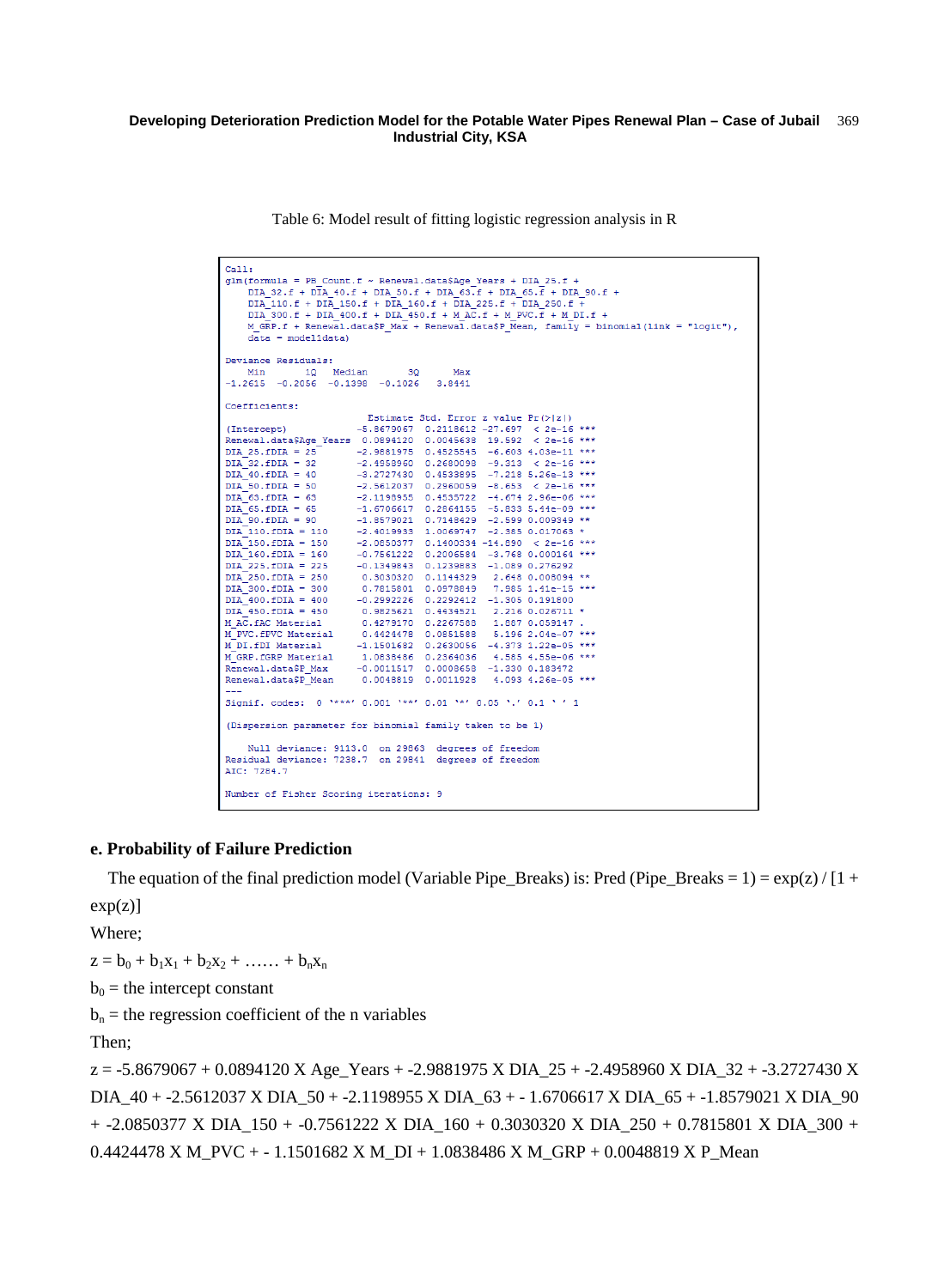Table 6: Model result of fitting logistic regression analysis in R

```
Call:
glm(formula = PB_Count.f ~ Renewal.data$Age_Years + DIA_25.f +
    DIA_32.f + DIA_40.f + DIA_50.f + DIA_63.f + DIA_65.f + DIA_90.f +
    DIA_110.f + DIA_150.f + DIA_160.f + DIA_225.f + DIA_250.f +
    DIA_300.f + DIA_400.f + DIA_450.f + M_AC.f + M_PVC.f + M_DI.f +
    M_GRP.f + Renewal.data$P_Max + Renewal.data$P_Mean, family = binomial(link = "logit"),
    data = model1data)

Deviance Residuals:
    Min       1Q   Median       3Q      Max
-1.2615  -0.2056  -0.1398  -0.1026   3.8441

Coefficients:
                        Estimate Std. Error z value Pr(>|z|)
(Intercept)           -5.8679067  0.2118612 -27.697  < 2e-16 ***
Renewal.data$Age_Years  0.0894120  0.0045638  19.592  < 2e-16 ***
DIA_25.fDIA = 25      -2.9881975  0.4525545  -6.603 4.03e-11 ***
DIA_32.fDIA = 32      -2.4958960  0.2680098  -9.313  < 2e-16 ***
DIA_40.fDIA = 40      -3.2727430  0.4533895  -7.218 5.26e-13 ***
DIA_50.fDIA = 50      -2.5612037  0.2960059  -8.653  < 2e-16 ***
DIA_63.fDIA = 63      -2.1198955  0.4535722  -4.674 2.96e-06 ***
DIA_65.fDIA = 65      -1.6706617  0.2864155  -5.833 5.44e-09 ***
DIA_90.fDIA = 90      -1.8579021  0.7148429  -2.599 0.009349 **
DIA_110.fDIA = 110    -2.4019933  1.0069747  -2.385 0.017063 *
DIA_150.fDIA = 150    -2.0850377  0.1400334 -14.890  < 2e-16 ***
DIA_160.fDIA = 160    -0.7561222  0.2006584  -3.768 0.000164 ***
DIA_225.fDIA = 225    -0.1349843  0.1239883  -1.089 0.276292
DIA_250.fDIA = 250     0.3030320  0.1144329   2.648 0.008094 **
DIA_300.fDIA = 300     0.7815801  0.0978849   7.985 1.41e-15 ***
DIA_400.fDIA = 400    -0.2992226  0.2292412  -1.305 0.191800
DIA_450.fDIA = 450     0.9825621  0.4434521   2.216 0.026711 *
M_AC.fAC Material      0.4279170  0.2267568   1.887 0.059147 .
M_PVC.fPVC Material    0.4424478  0.0851588   5.196 2.04e-07 ***
M_DI.fDI Material     -1.1501682  0.2630056  -4.373 1.22e-05 ***
M_GRP.fGRP Material    1.0838486  0.2364036   4.585 4.55e-06 ***
Renewal.data$P_Max    -0.0011517  0.0008658  -1.330 0.183472
Renewal.data$P_Mean    0.0048819  0.0011928   4.093 4.26e-05 ***
---
Signif. codes:  0 '***' 0.001 '**' 0.01 '*' 0.05 '.' 0.1 ' ' 1

(Dispersion parameter for binomial family taken to be 1)

    Null deviance: 9113.0  on 29863  degrees of freedom
Residual deviance: 7238.7  on 29841  degrees of freedom
AIC: 7284.7

Number of Fisher Scoring iterations: 9
```

### e. Probability of Failure Prediction

The equation of the final prediction model (Variable Pipe_Breaks) is: Pred (Pipe_Breaks = 1) = exp(z) / [1 + exp(z)]

Where;

$z = b_0 + b_1x_1 + b_2x_2 + \ldots\ldots + b_nx_n$

$b_0$ = the intercept constant

$b_n$ = the regression coefficient of the n variables

Then;

z = -5.8679067 + 0.0894120 X Age_Years + -2.9881975 X DIA_25 + -2.4958960 X DIA_32 + -3.2727430 X DIA_40 + -2.5612037 X DIA_50 + -2.1198955 X DIA_63 + - 1.6706617 X DIA_65 + -1.8579021 X DIA_90 + -2.0850377 X DIA_150 + -0.7561222 X DIA_160 + 0.3030320 X DIA_250 + 0.7815801 X DIA_300 + 0.4424478 X M_PVC + - 1.1501682 X M_DI + 1.0838486 X M_GRP + 0.0048819 X P_Mean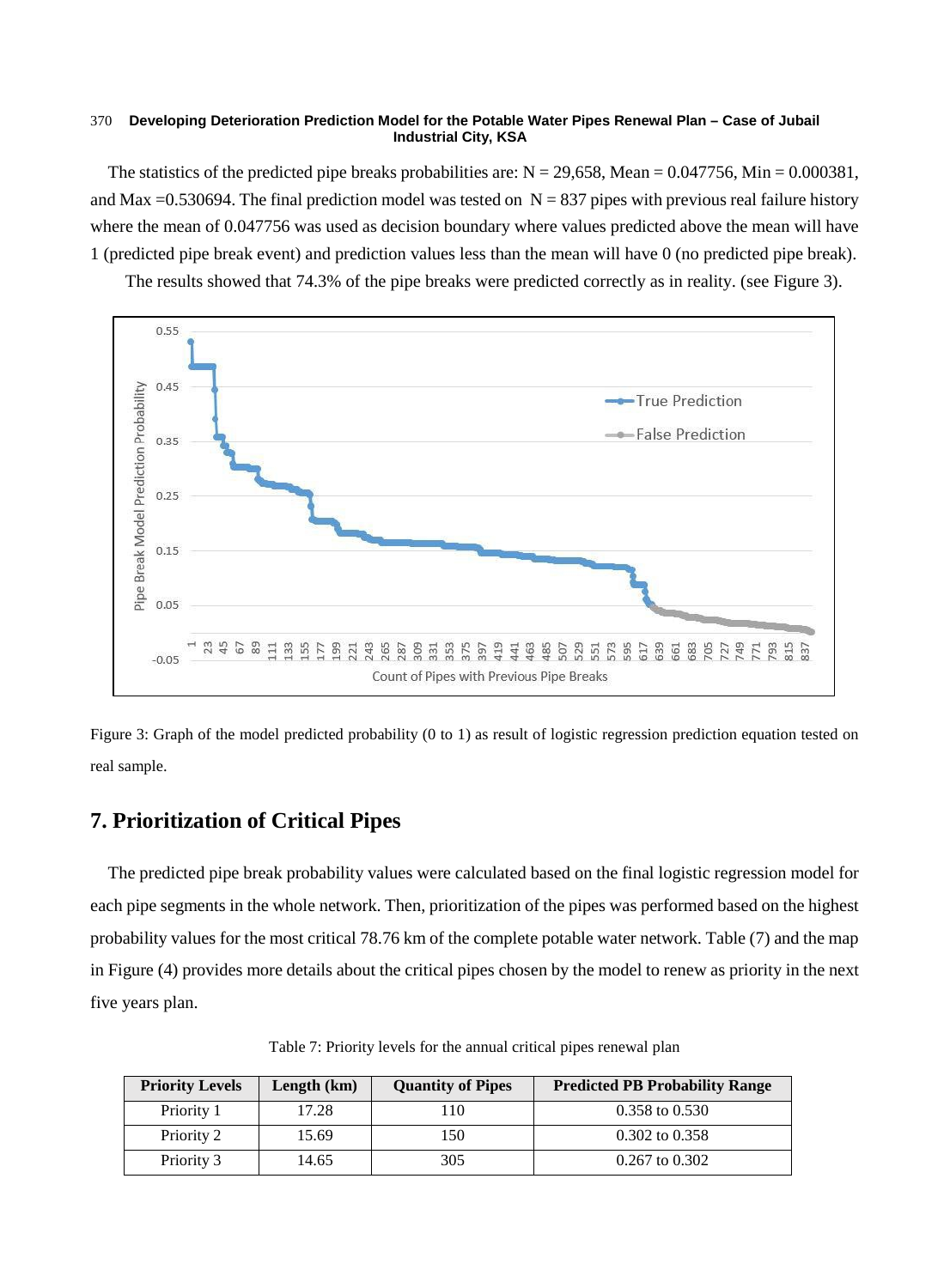The statistics of the predicted pipe breaks probabilities are: N = 29,658, Mean = 0.047756, Min = 0.000381, and Max =0.530694. The final prediction model was tested on N = 837 pipes with previous real failure history where the mean of 0.047756 was used as decision boundary where values predicted above the mean will have 1 (predicted pipe break event) and prediction values less than the mean will have 0 (no predicted pipe break).

The results showed that 74.3% of the pipe breaks were predicted correctly as in reality. (see Figure 3).

Figure 3: Graph of the model predicted probability (0 to 1) as result of logistic regression prediction equation tested on real sample.

## 7. Prioritization of Critical Pipes

The predicted pipe break probability values were calculated based on the final logistic regression model for each pipe segments in the whole network. Then, prioritization of the pipes was performed based on the highest probability values for the most critical 78.76 km of the complete potable water network. Table (7) and the map in Figure (4) provides more details about the critical pipes chosen by the model to renew as priority in the next five years plan.

Table 7: Priority levels for the annual critical pipes renewal plan

| Priority Levels | Length (km) | Quantity of Pipes | Predicted PB Probability Range |
|---|---|---|---|
| Priority 1 | 17.28 | 110 | 0.358 to 0.530 |
| Priority 2 | 15.69 | 150 | 0.302 to 0.358 |
| Priority 3 | 14.65 | 305 | 0.267 to 0.302 |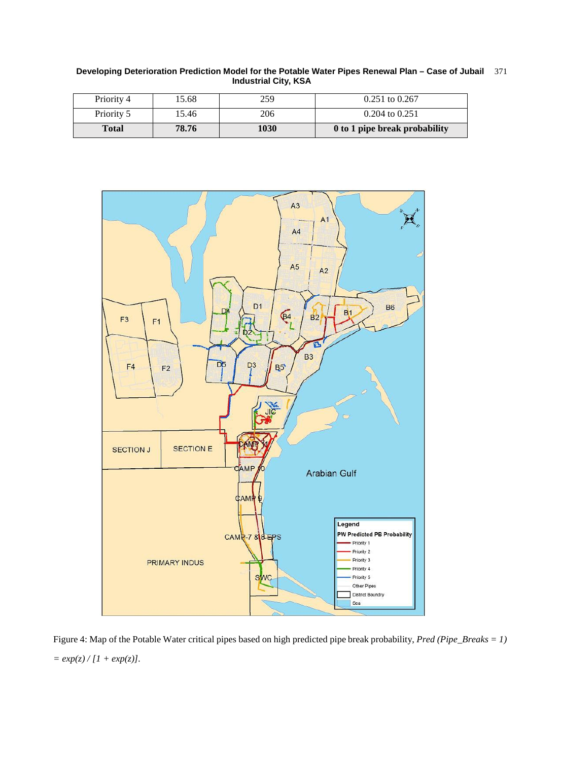| Priority 4 | 15.68 | 259 | 0.251 to 0.267 |
|---|---|---|---|
| Priority 5 | 15.46 | 206 | 0.204 to 0.251 |
| **Total** | **78.76** | **1030** | **0 to 1 pipe break probability** |

Figure 4: Map of the Potable Water critical pipes based on high predicted pipe break probability, *Pred (Pipe_Breaks = 1) = exp(z) / [1 + exp(z)]*.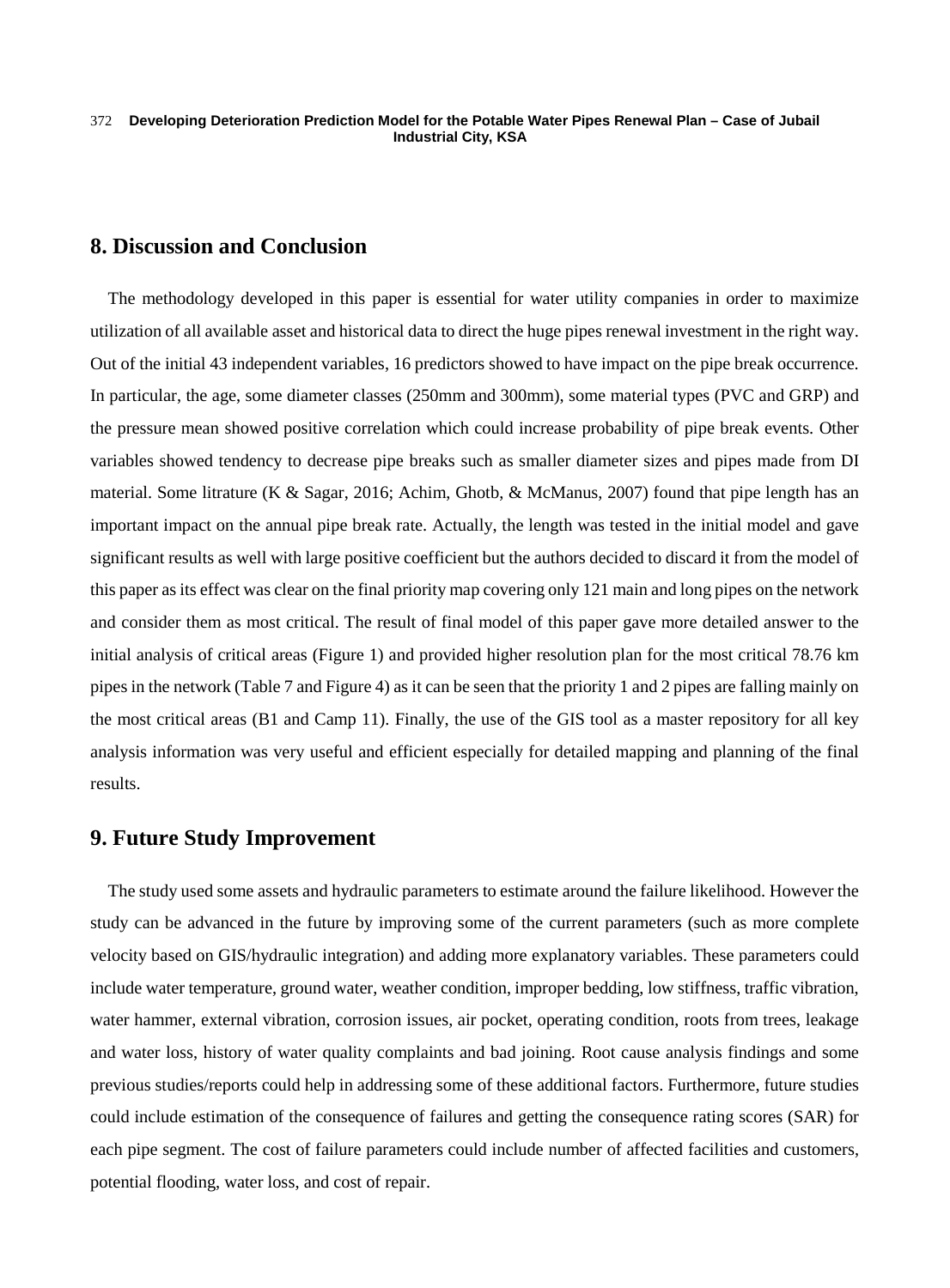## 8. Discussion and Conclusion

The methodology developed in this paper is essential for water utility companies in order to maximize utilization of all available asset and historical data to direct the huge pipes renewal investment in the right way. Out of the initial 43 independent variables, 16 predictors showed to have impact on the pipe break occurrence. In particular, the age, some diameter classes (250mm and 300mm), some material types (PVC and GRP) and the pressure mean showed positive correlation which could increase probability of pipe break events. Other variables showed tendency to decrease pipe breaks such as smaller diameter sizes and pipes made from DI material. Some litrature (K & Sagar, 2016; Achim, Ghotb, & McManus, 2007) found that pipe length has an important impact on the annual pipe break rate. Actually, the length was tested in the initial model and gave significant results as well with large positive coefficient but the authors decided to discard it from the model of this paper as its effect was clear on the final priority map covering only 121 main and long pipes on the network and consider them as most critical. The result of final model of this paper gave more detailed answer to the initial analysis of critical areas (Figure 1) and provided higher resolution plan for the most critical 78.76 km pipes in the network (Table 7 and Figure 4) as it can be seen that the priority 1 and 2 pipes are falling mainly on the most critical areas (B1 and Camp 11). Finally, the use of the GIS tool as a master repository for all key analysis information was very useful and efficient especially for detailed mapping and planning of the final results.

## 9. Future Study Improvement

The study used some assets and hydraulic parameters to estimate around the failure likelihood. However the study can be advanced in the future by improving some of the current parameters (such as more complete velocity based on GIS/hydraulic integration) and adding more explanatory variables. These parameters could include water temperature, ground water, weather condition, improper bedding, low stiffness, traffic vibration, water hammer, external vibration, corrosion issues, air pocket, operating condition, roots from trees, leakage and water loss, history of water quality complaints and bad joining. Root cause analysis findings and some previous studies/reports could help in addressing some of these additional factors. Furthermore, future studies could include estimation of the consequence of failures and getting the consequence rating scores (SAR) for each pipe segment. The cost of failure parameters could include number of affected facilities and customers, potential flooding, water loss, and cost of repair.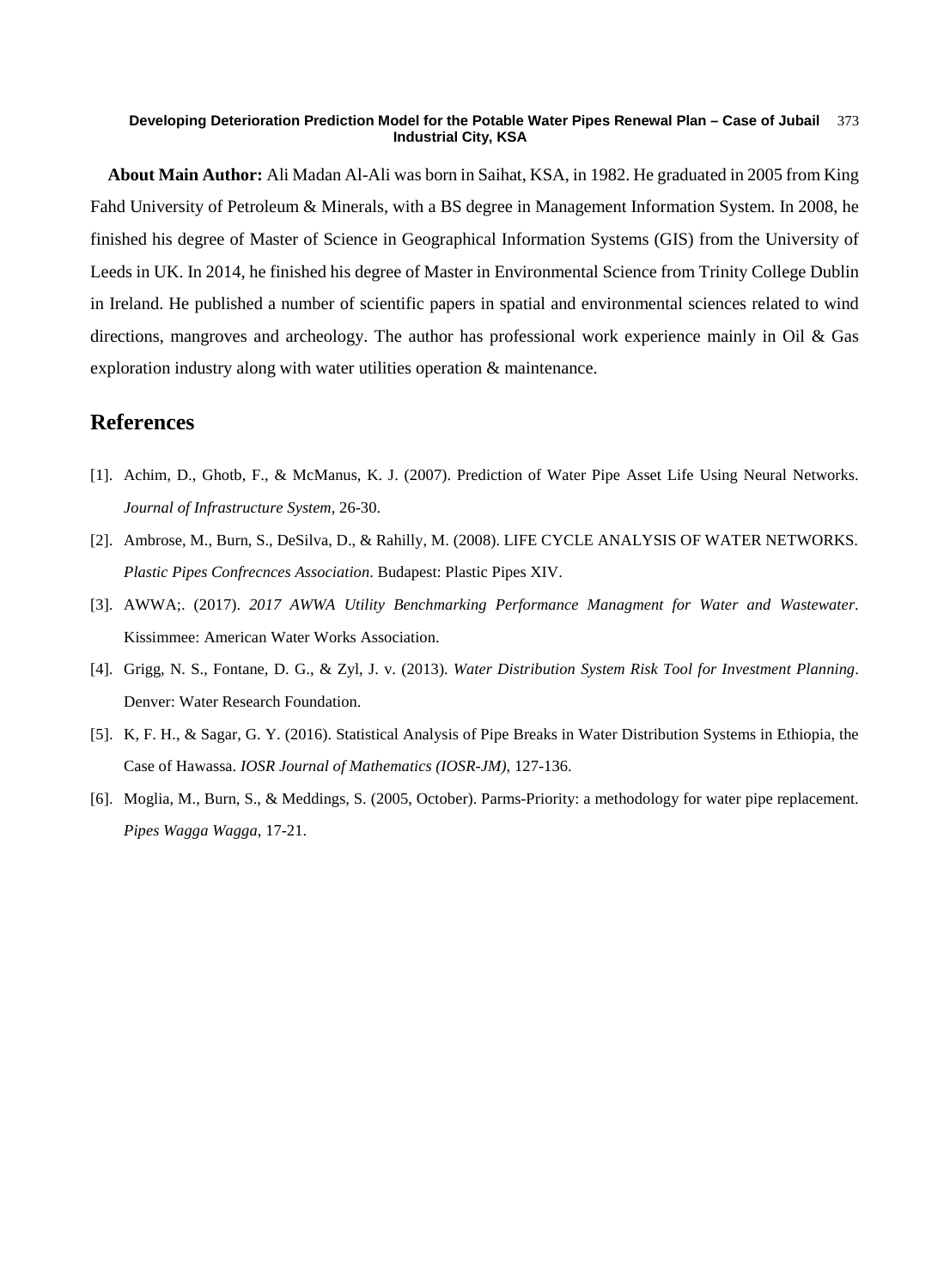**About Main Author:** Ali Madan Al-Ali was born in Saihat, KSA, in 1982. He graduated in 2005 from King Fahd University of Petroleum & Minerals, with a BS degree in Management Information System. In 2008, he finished his degree of Master of Science in Geographical Information Systems (GIS) from the University of Leeds in UK. In 2014, he finished his degree of Master in Environmental Science from Trinity College Dublin in Ireland. He published a number of scientific papers in spatial and environmental sciences related to wind directions, mangroves and archeology. The author has professional work experience mainly in Oil & Gas exploration industry along with water utilities operation & maintenance.

## References

[1]. Achim, D., Ghotb, F., & McManus, K. J. (2007). Prediction of Water Pipe Asset Life Using Neural Networks. *Journal of Infrastructure System*, 26-30.

[2]. Ambrose, M., Burn, S., DeSilva, D., & Rahilly, M. (2008). LIFE CYCLE ANALYSIS OF WATER NETWORKS. *Plastic Pipes Confrecnces Association*. Budapest: Plastic Pipes XIV.

[3]. AWWA;. (2017). *2017 AWWA Utility Benchmarking Performance Managment for Water and Wastewater*. Kissimmee: American Water Works Association.

[4]. Grigg, N. S., Fontane, D. G., & Zyl, J. v. (2013). *Water Distribution System Risk Tool for Investment Planning*. Denver: Water Research Foundation.

[5]. K, F. H., & Sagar, G. Y. (2016). Statistical Analysis of Pipe Breaks in Water Distribution Systems in Ethiopia, the Case of Hawassa. *IOSR Journal of Mathematics (IOSR-JM)*, 127-136.

[6]. Moglia, M., Burn, S., & Meddings, S. (2005, October). Parms-Priority: a methodology for water pipe replacement. *Pipes Wagga Wagga*, 17-21.